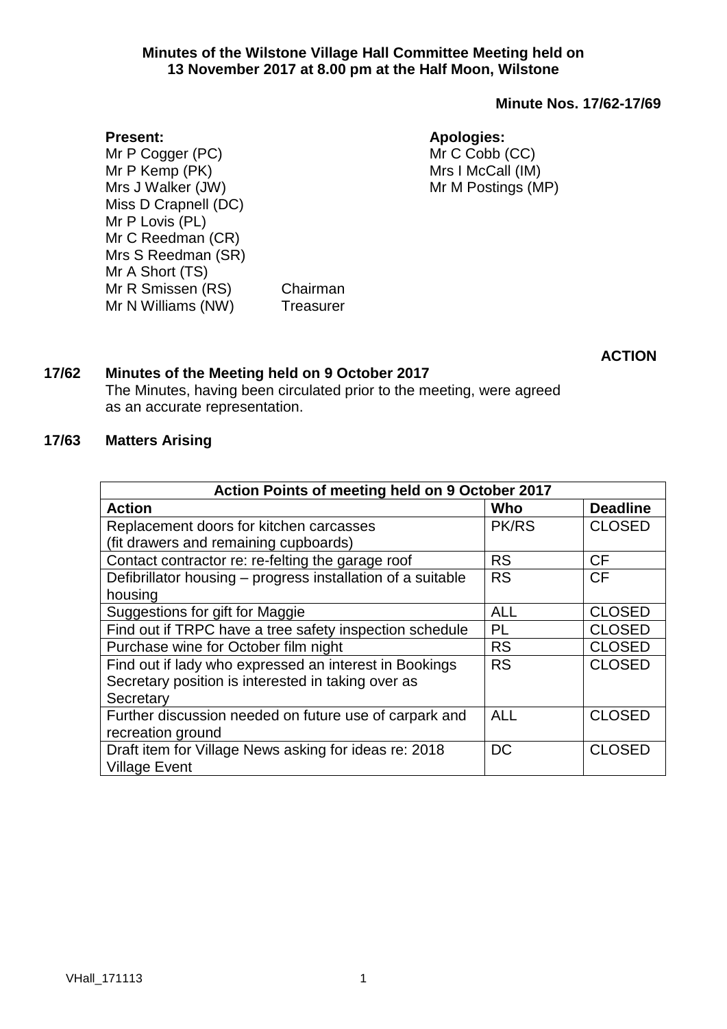**Minutes of the Wilstone Village Hall Committee Meeting held on 13 November 2017 at 8.00 pm at the Half Moon, Wilstone**

**Minute Nos. 17/62-17/69**

**Present:**
Mr P Cogger (PC)
Mr P Kemp (PK)
Mrs J Walker (JW)
Miss D Crapnell (DC)
Mr P Lovis (PL)
Mr C Reedman (CR)
Mrs S Reedman (SR)
Mr A Short (TS)
Mr R Smissen (RS) Chairman
Mr N Williams (NW) Treasurer

**Apologies:**
Mr C Cobb (CC)
Mrs I McCall (IM)
Mr M Postings (MP)

**ACTION**

**17/62 Minutes of the Meeting held on 9 October 2017**

The Minutes, having been circulated prior to the meeting, were agreed as an accurate representation.

**17/63 Matters Arising**

| **Action Points of meeting held on 9 October 2017** | | |
|---|---|---|
| **Action** | **Who** | **Deadline** |
| Replacement doors for kitchen carcasses (fit drawers and remaining cupboards) | PK/RS | CLOSED |
| Contact contractor re: re-felting the garage roof | RS | CF |
| Defibrillator housing – progress installation of a suitable housing | RS | CF |
| Suggestions for gift for Maggie | ALL | CLOSED |
| Find out if TRPC have a tree safety inspection schedule | PL | CLOSED |
| Purchase wine for October film night | RS | CLOSED |
| Find out if lady who expressed an interest in Bookings Secretary position is interested in taking over as Secretary | RS | CLOSED |
| Further discussion needed on future use of carpark and recreation ground | ALL | CLOSED |
| Draft item for Village News asking for ideas re: 2018 Village Event | DC | CLOSED |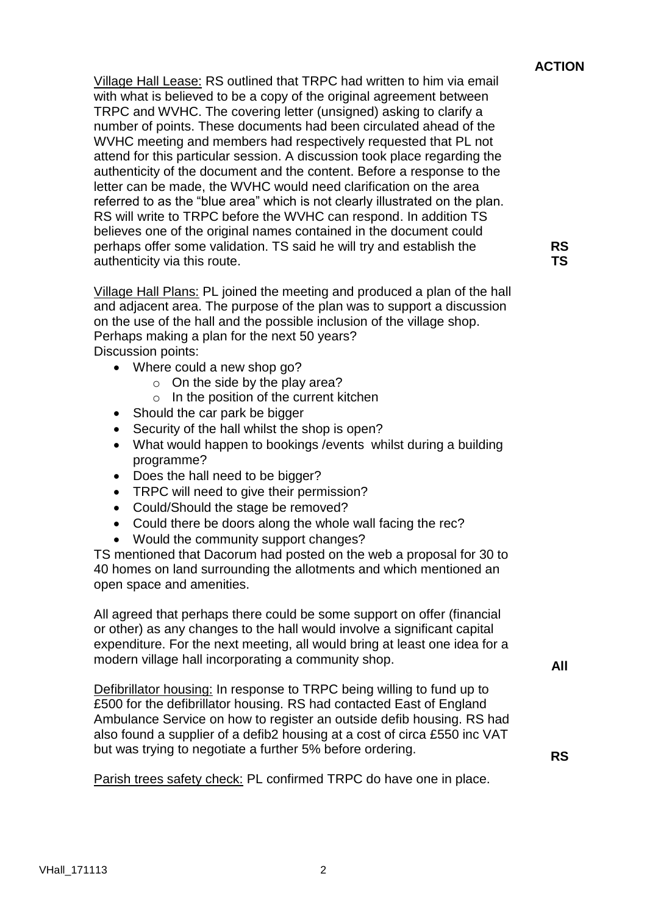**ACTION**

Village Hall Lease: RS outlined that TRPC had written to him via email with what is believed to be a copy of the original agreement between TRPC and WVHC. The covering letter (unsigned) asking to clarify a number of points. These documents had been circulated ahead of the WVHC meeting and members had respectively requested that PL not attend for this particular session. A discussion took place regarding the authenticity of the document and the content. Before a response to the letter can be made, the WVHC would need clarification on the area referred to as the "blue area" which is not clearly illustrated on the plan. RS will write to TRPC before the WVHC can respond. In addition TS believes one of the original names contained in the document could perhaps offer some validation. TS said he will try and establish the authenticity via this route. **RS** **TS**

Village Hall Plans: PL joined the meeting and produced a plan of the hall and adjacent area. The purpose of the plan was to support a discussion on the use of the hall and the possible inclusion of the village shop. Perhaps making a plan for the next 50 years?
Discussion points:

- Where could a new shop go?
  - On the side by the play area?
  - In the position of the current kitchen
- Should the car park be bigger
- Security of the hall whilst the shop is open?
- What would happen to bookings /events whilst during a building programme?
- Does the hall need to be bigger?
- TRPC will need to give their permission?
- Could/Should the stage be removed?
- Could there be doors along the whole wall facing the rec?
- Would the community support changes?

TS mentioned that Dacorum had posted on the web a proposal for 30 to 40 homes on land surrounding the allotments and which mentioned an open space and amenities.

All agreed that perhaps there could be some support on offer (financial or other) as any changes to the hall would involve a significant capital expenditure. For the next meeting, all would bring at least one idea for a modern village hall incorporating a community shop. **All**

Defibrillator housing: In response to TRPC being willing to fund up to £500 for the defibrillator housing. RS had contacted East of England Ambulance Service on how to register an outside defib housing. RS had also found a supplier of a defib2 housing at a cost of circa £550 inc VAT but was trying to negotiate a further 5% before ordering. **RS**

Parish trees safety check: PL confirmed TRPC do have one in place.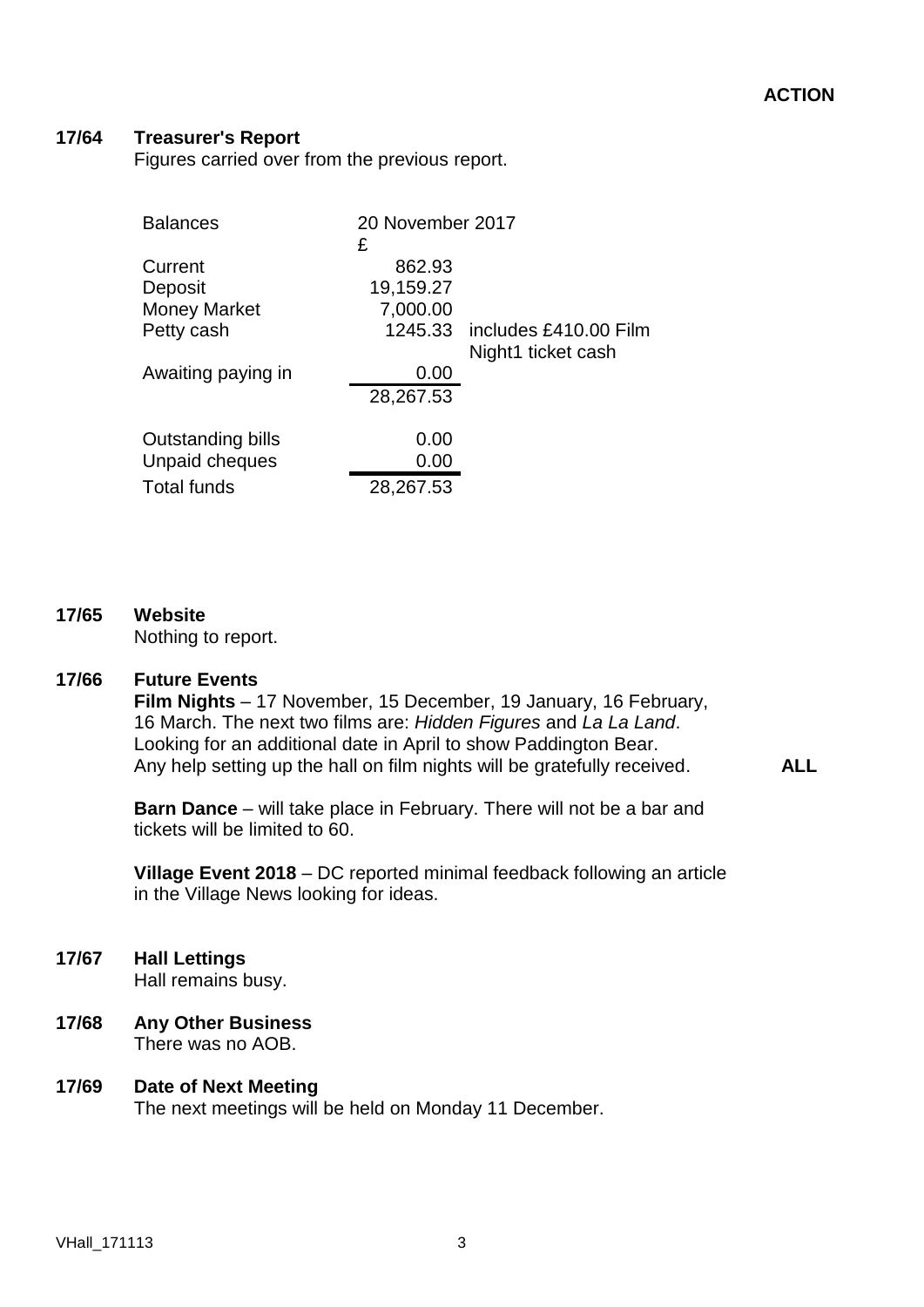**ACTION**

**17/64 Treasurer's Report**

Figures carried over from the previous report.

| Balances | 20 November 2017 £ | |
|---|---|---|
| Current | 862.93 | |
| Deposit | 19,159.27 | |
| Money Market | 7,000.00 | |
| Petty cash | 1245.33 | includes £410.00 Film Night1 ticket cash |
| Awaiting paying in | 0.00 | |
| | 28,267.53 | |
| Outstanding bills | 0.00 | |
| Unpaid cheques | 0.00 | |
| Total funds | 28,267.53 | |

**17/65 Website**

Nothing to report.

**17/66 Future Events**

**Film Nights** – 17 November, 15 December, 19 January, 16 February, 16 March. The next two films are: *Hidden Figures* and *La La Land*. Looking for an additional date in April to show Paddington Bear. Any help setting up the hall on film nights will be gratefully received. **ALL**

**Barn Dance** – will take place in February. There will not be a bar and tickets will be limited to 60.

**Village Event 2018** – DC reported minimal feedback following an article in the Village News looking for ideas.

**17/67 Hall Lettings**

Hall remains busy.

**17/68 Any Other Business**

There was no AOB.

**17/69 Date of Next Meeting**

The next meetings will be held on Monday 11 December.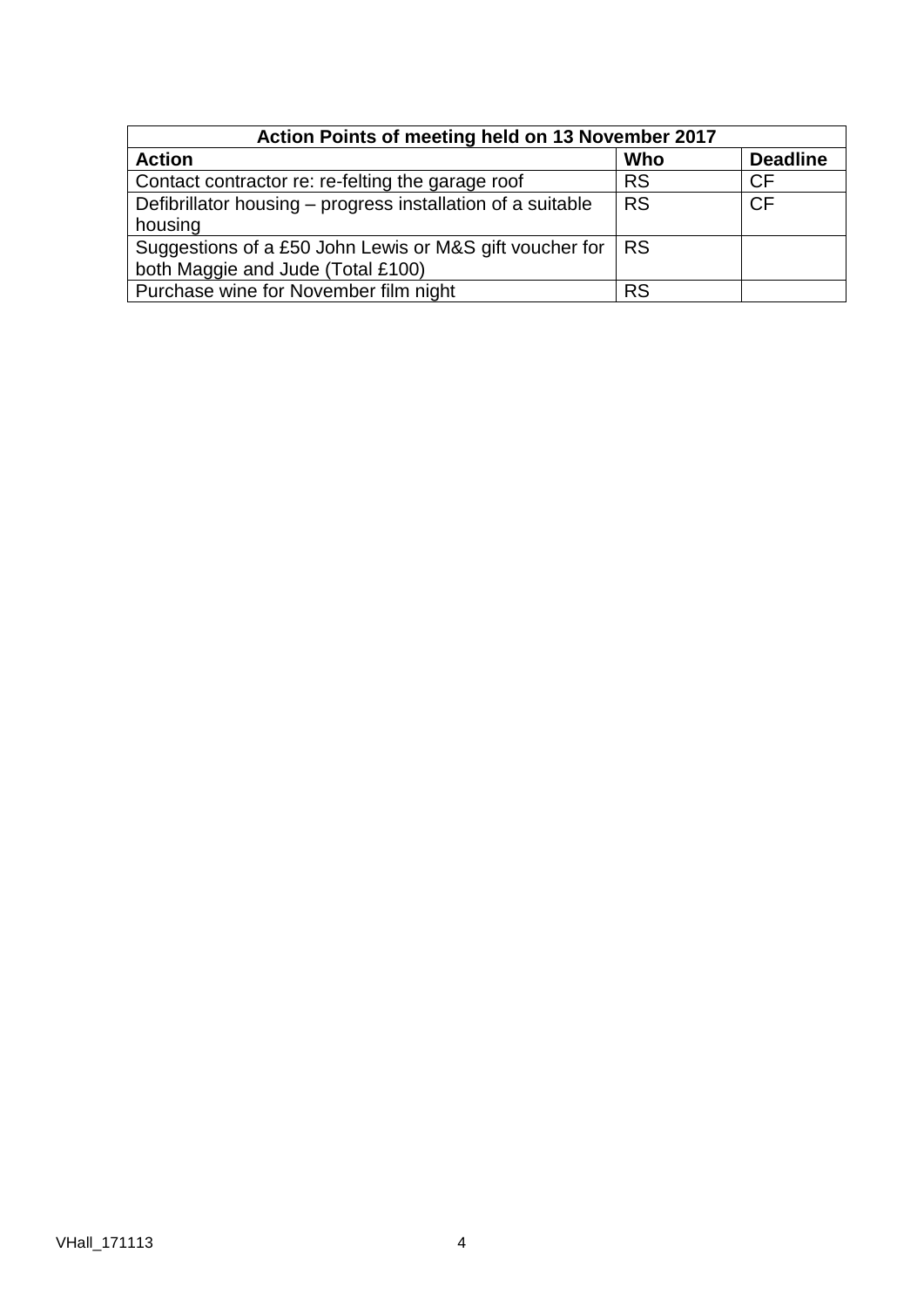| Action Points of meeting held on 13 November 2017 | | |
|---|---|---|
| **Action** | **Who** | **Deadline** |
| Contact contractor re: re-felting the garage roof | RS | CF |
| Defibrillator housing – progress installation of a suitable housing | RS | CF |
| Suggestions of a £50 John Lewis or M&S gift voucher for both Maggie and Jude (Total £100) | RS | |
| Purchase wine for November film night | RS | |